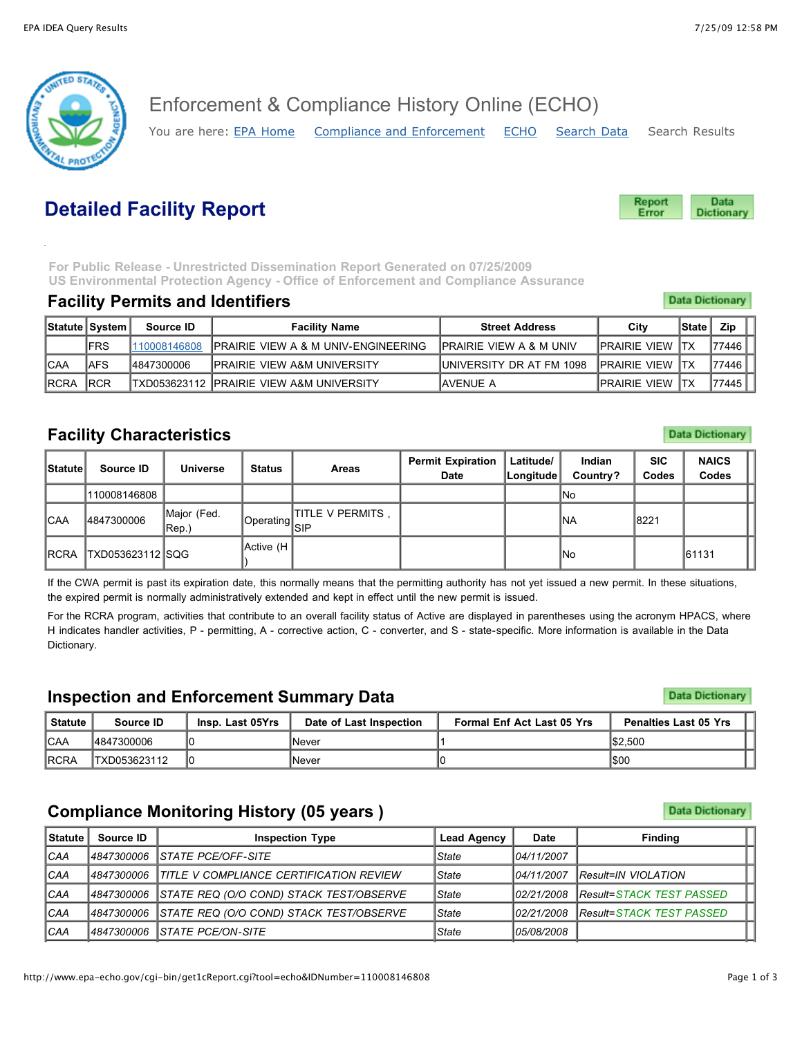# Enforcement & Compliance History Online (ECHO)

You are here: EPA Home Compliance and Enforcement ECHO Search Data Search Results

## Detailed Facility Report

Report Error | Data Dictionary

For Public Release - Unrestricted Dissemination Report Generated on 07/25/2009
US Environmental Protection Agency - Office of Enforcement and Compliance Assurance

### Facility Permits and Identifiers

Data Dictionary

| Statute | System | Source ID | Facility Name | Street Address | City | State | Zip |
|---|---|---|---|---|---|---|---|
| | FRS | 110008146808 | PRAIRIE VIEW A & M UNIV-ENGINEERING | PRAIRIE VIEW A & M UNIV | PRAIRIE VIEW | TX | 77446 |
| CAA | AFS | 4847300006 | PRAIRIE VIEW A&M UNIVERSITY | UNIVERSITY DR AT FM 1098 | PRAIRIE VIEW | TX | 77446 |
| RCRA | RCR | TXD053623112 | PRAIRIE VIEW A&M UNIVERSITY | AVENUE A | PRAIRIE VIEW | TX | 77445 |

### Facility Characteristics

Data Dictionary

| Statute | Source ID | Universe | Status | Areas | Permit Expiration Date | Latitude/ Longitude | Indian Country? | SIC Codes | NAICS Codes |
|---|---|---|---|---|---|---|---|---|---|
| | 110008146808 | | | | | | No | | |
| CAA | 4847300006 | Major (Fed. Rep.) | Operating | TITLE V PERMITS , SIP | | | NA | 8221 | |
| RCRA | TXD053623112 | SQG | Active (H ) | | | | No | | 61131 |

If the CWA permit is past its expiration date, this normally means that the permitting authority has not yet issued a new permit. In these situations, the expired permit is normally administratively extended and kept in effect until the new permit is issued.

For the RCRA program, activities that contribute to an overall facility status of Active are displayed in parentheses using the acronym HPACS, where H indicates handler activities, P - permitting, A - corrective action, C - converter, and S - state-specific. More information is available in the Data Dictionary.

### Inspection and Enforcement Summary Data

Data Dictionary

| Statute | Source ID | Insp. Last 05Yrs | Date of Last Inspection | Formal Enf Act Last 05 Yrs | Penalties Last 05 Yrs |
|---|---|---|---|---|---|
| CAA | 4847300006 | 0 | Never | 1 | $2,500 |
| RCRA | TXD053623112 | 0 | Never | 0 | $00 |

### Compliance Monitoring History (05 years )

Data Dictionary

| Statute | Source ID | Inspection Type | Lead Agency | Date | Finding |
|---|---|---|---|---|---|
| *CAA* | *4847300006* | *STATE PCE/OFF-SITE* | *State* | *04/11/2007* | |
| *CAA* | *4847300006* | *TITLE V COMPLIANCE CERTIFICATION REVIEW* | *State* | *04/11/2007* | *Result=IN VIOLATION* |
| *CAA* | *4847300006* | *STATE REQ (O/O COND) STACK TEST/OBSERVE* | *State* | *02/21/2008* | *Result=STACK TEST PASSED* |
| *CAA* | *4847300006* | *STATE REQ (O/O COND) STACK TEST/OBSERVE* | *State* | *02/21/2008* | *Result=STACK TEST PASSED* |
| *CAA* | *4847300006* | *STATE PCE/ON-SITE* | *State* | *05/08/2008* | |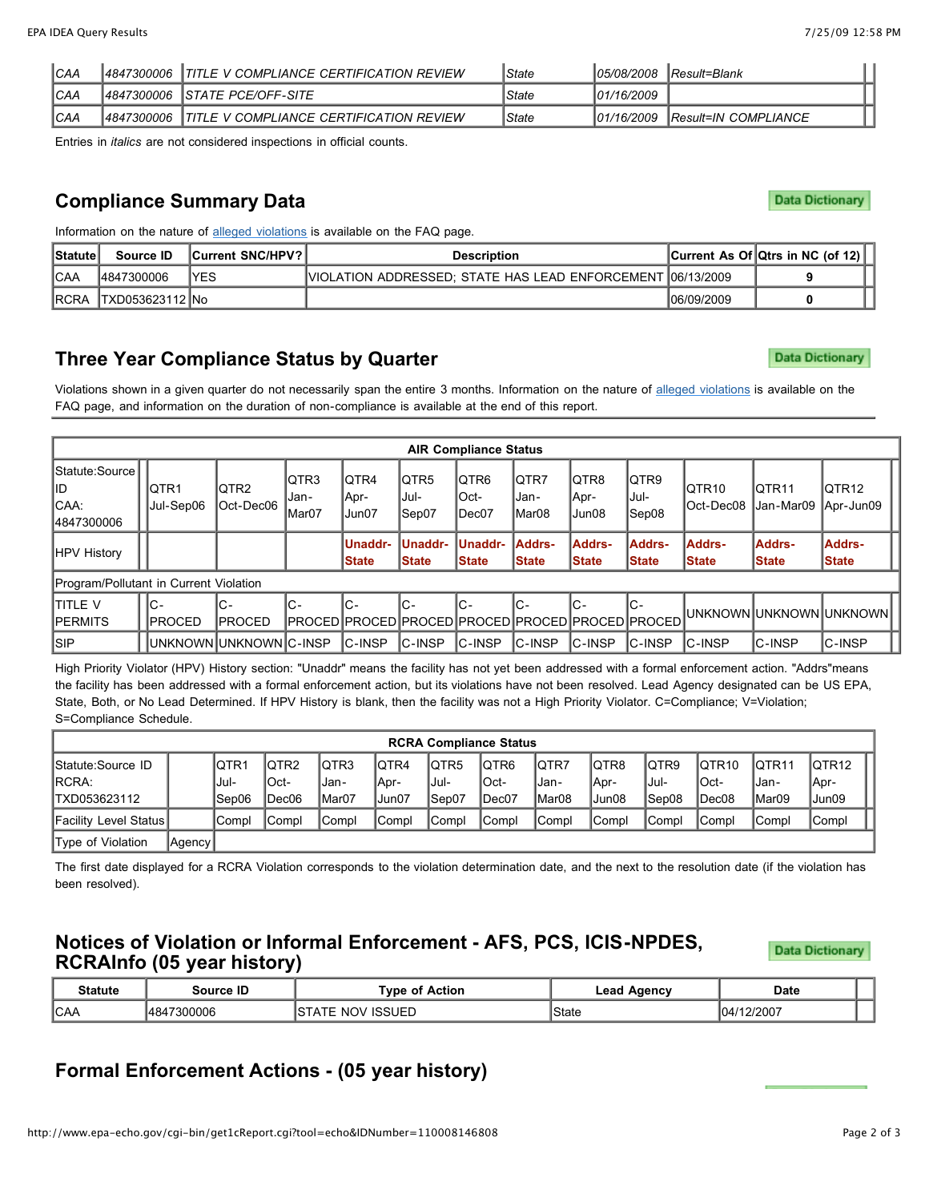| | | | | | |
|---|---|---|---|---|---|
| *CAA* | *4847300006* | *TITLE V COMPLIANCE CERTIFICATION REVIEW* | *State* | *05/08/2008* | *Result=Blank* |
| *CAA* | *4847300006* | *STATE PCE/OFF-SITE* | *State* | *01/16/2009* | |
| *CAA* | *4847300006* | *TITLE V COMPLIANCE CERTIFICATION REVIEW* | *State* | *01/16/2009* | *Result=IN COMPLIANCE* |

Entries in *italics* are not considered inspections in official counts.

## Compliance Summary Data

Data Dictionary

Information on the nature of alleged violations is available on the FAQ page.

| Statute | Source ID | Current SNC/HPV? | Description | Current As Of | Qtrs in NC (of 12) |
|---|---|---|---|---|---|
| CAA | 4847300006 | YES | VIOLATION ADDRESSED; STATE HAS LEAD ENFORCEMENT | 06/13/2009 | 9 |
| RCRA | TXD053623112 | No | | 06/09/2009 | 0 |

## Three Year Compliance Status by Quarter

Data Dictionary

Violations shown in a given quarter do not necessarily span the entire 3 months. Information on the nature of alleged violations is available on the FAQ page, and information on the duration of non-compliance is available at the end of this report.

| AIR Compliance Status | | | | | | | | | | | | |
|---|---|---|---|---|---|---|---|---|---|---|---|---|
| Statute:Source ID CAA: 4847300006 | QTR1 Jul-Sep06 | QTR2 Oct-Dec06 | QTR3 Jan-Mar07 | QTR4 Apr-Jun07 | QTR5 Jul-Sep07 | QTR6 Oct-Dec07 | QTR7 Jan-Mar08 | QTR8 Apr-Jun08 | QTR9 Jul-Sep08 | QTR10 Oct-Dec08 | QTR11 Jan-Mar09 | QTR12 Apr-Jun09 |
| HPV History | | | | **Unaddr-State** | **Unaddr-State** | **Unaddr-State** | **Addrs-State** | **Addrs-State** | **Addrs-State** | **Addrs-State** | **Addrs-State** | **Addrs-State** |
| Program/Pollutant in Current Violation | | | | | | | | | | | | |
| TITLE V PERMITS | C-PROCED | C-PROCED | C-PROCED | C-PROCED | C-PROCED | C-PROCED | C-PROCED | C-PROCED | C-PROCED | UNKNOWN | UNKNOWN | UNKNOWN |
| SIP | UNKNOWN | UNKNOWN | C-INSP | C-INSP | C-INSP | C-INSP | C-INSP | C-INSP | C-INSP | C-INSP | C-INSP | C-INSP |

High Priority Violator (HPV) History section: "Unaddr" means the facility has not yet been addressed with a formal enforcement action. "Addrs"means the facility has been addressed with a formal enforcement action, but its violations have not been resolved. Lead Agency designated can be US EPA, State, Both, or No Lead Determined. If HPV History is blank, then the facility was not a High Priority Violator. C=Compliance; V=Violation; S=Compliance Schedule.

| RCRA Compliance Status | | | | | | | | | | | | | |
|---|---|---|---|---|---|---|---|---|---|---|---|---|---|
| Statute:Source ID RCRA: TXD053623112 | | QTR1 Jul-Sep06 | QTR2 Oct-Dec06 | QTR3 Jan-Mar07 | QTR4 Apr-Jun07 | QTR5 Jul-Sep07 | QTR6 Oct-Dec07 | QTR7 Jan-Mar08 | QTR8 Apr-Jun08 | QTR9 Jul-Sep08 | QTR10 Oct-Dec08 | QTR11 Jan-Mar09 | QTR12 Apr-Jun09 |
| Facility Level Status | | Compl | Compl | Compl | Compl | Compl | Compl | Compl | Compl | Compl | Compl | Compl | Compl |
| Type of Violation | Agency | | | | | | | | | | | | |

The first date displayed for a RCRA Violation corresponds to the violation determination date, and the next to the resolution date (if the violation has been resolved).

## Notices of Violation or Informal Enforcement - AFS, PCS, ICIS-NPDES, RCRAInfo (05 year history)

Data Dictionary

| Statute | Source ID | Type of Action | Lead Agency | Date |
|---|---|---|---|---|
| CAA | 4847300006 | STATE NOV ISSUED | State | 04/12/2007 |

## Formal Enforcement Actions - (05 year history)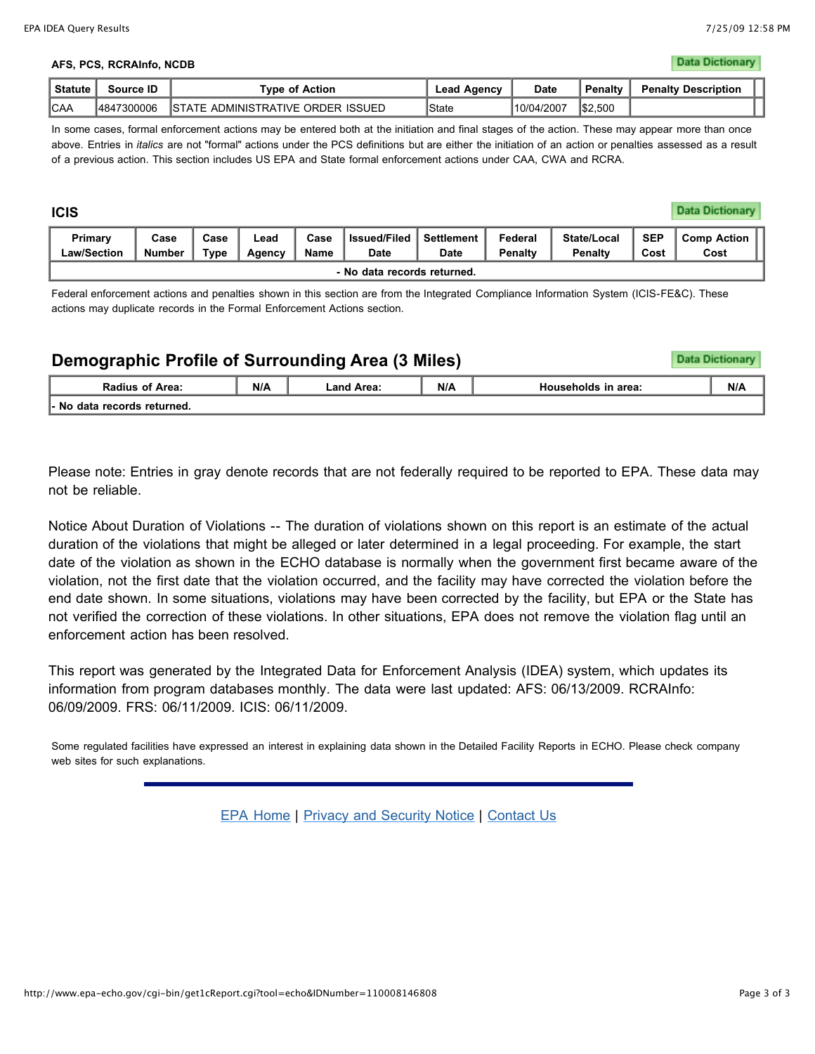**AFS, PCS, RCRAInfo, NCDB**

Data Dictionary

| Statute | Source ID | Type of Action | Lead Agency | Date | Penalty | Penalty Description |
|---|---|---|---|---|---|---|
| CAA | 4847300006 | STATE ADMINISTRATIVE ORDER ISSUED | State | 10/04/2007 | $2,500 | |

In some cases, formal enforcement actions may be entered both at the initiation and final stages of the action. These may appear more than once above. Entries in *italics* are not "formal" actions under the PCS definitions but are either the initiation of an action or penalties assessed as a result of a previous action. This section includes US EPA and State formal enforcement actions under CAA, CWA and RCRA.

## ICIS

Data Dictionary

| Primary Law/Section | Case Number | Case Type | Lead Agency | Case Name | Issued/Filed Date | Settlement Date | Federal Penalty | State/Local Penalty | SEP Cost | Comp Action Cost |
|---|---|---|---|---|---|---|---|---|---|---|
| - No data records returned. | | | | | | | | | | |

Federal enforcement actions and penalties shown in this section are from the Integrated Compliance Information System (ICIS-FE&C). These actions may duplicate records in the Formal Enforcement Actions section.

## Demographic Profile of Surrounding Area (3 Miles)

Data Dictionary

| Radius of Area: | N/A | Land Area: | N/A | Households in area: | N/A |
|---|---|---|---|---|---|
| - No data records returned. | | | | | |

Please note: Entries in gray denote records that are not federally required to be reported to EPA. These data may not be reliable.

Notice About Duration of Violations -- The duration of violations shown on this report is an estimate of the actual duration of the violations that might be alleged or later determined in a legal proceeding. For example, the start date of the violation as shown in the ECHO database is normally when the government first became aware of the violation, not the first date that the violation occurred, and the facility may have corrected the violation before the end date shown. In some situations, violations may have been corrected by the facility, but EPA or the State has not verified the correction of these violations. In other situations, EPA does not remove the violation flag until an enforcement action has been resolved.

This report was generated by the Integrated Data for Enforcement Analysis (IDEA) system, which updates its information from program databases monthly. The data were last updated: AFS: 06/13/2009. RCRAInfo: 06/09/2009. FRS: 06/11/2009. ICIS: 06/11/2009.

Some regulated facilities have expressed an interest in explaining data shown in the Detailed Facility Reports in ECHO. Please check company web sites for such explanations.

EPA Home | Privacy and Security Notice | Contact Us